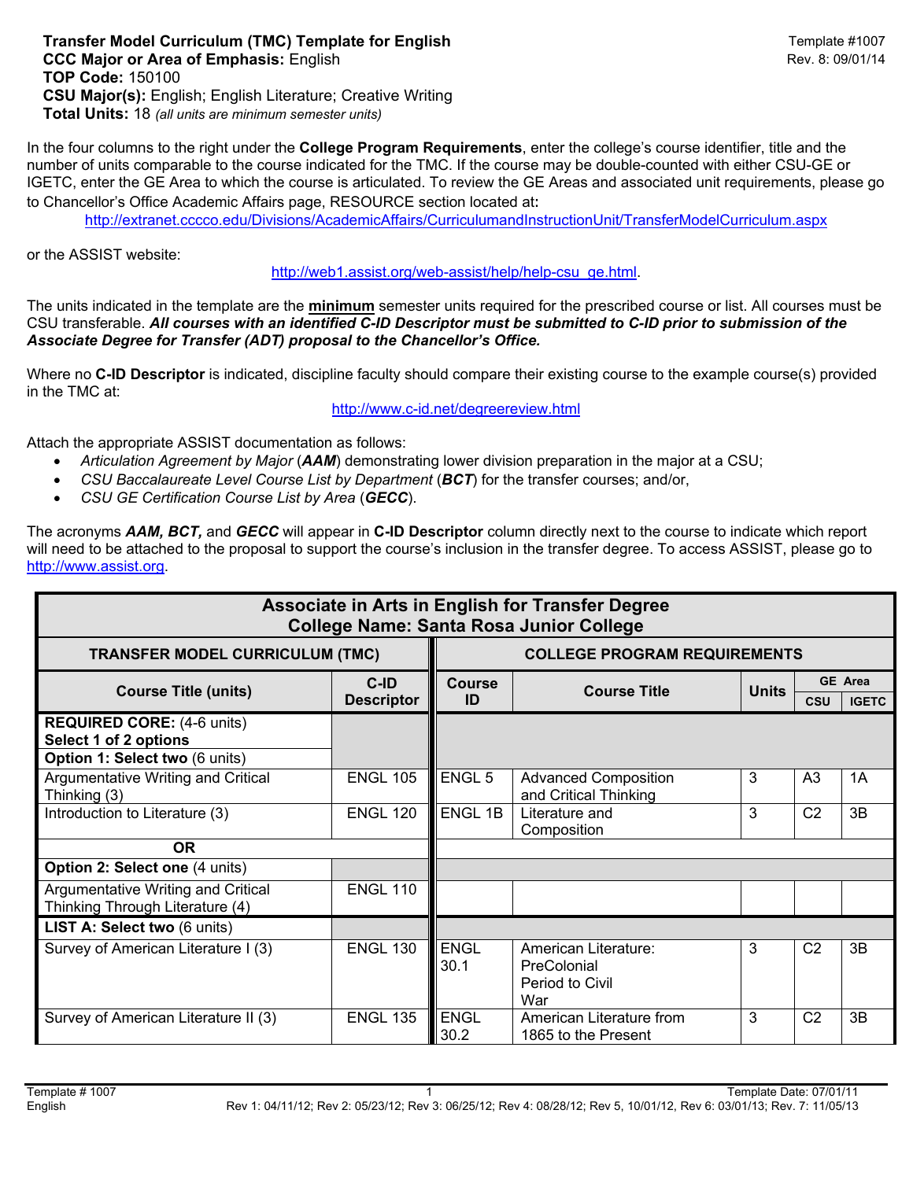**Transfer Model Curriculum (TMC) Template for English**
**CCC Major or Area of Emphasis:** English
**TOP Code:** 150100
**CSU Major(s):** English; English Literature; Creative Writing
**Total Units:** 18 *(all units are minimum semester units)*

Template #1007
Rev. 8: 09/01/14

In the four columns to the right under the **College Program Requirements**, enter the college's course identifier, title and the number of units comparable to the course indicated for the TMC. If the course may be double-counted with either CSU-GE or IGETC, enter the GE Area to which the course is articulated. To review the GE Areas and associated unit requirements, please go to Chancellor's Office Academic Affairs page, RESOURCE section located at**:**

http://extranet.cccco.edu/Divisions/AcademicAffairs/CurriculumandInstructionUnit/TransferModelCurriculum.aspx

or the ASSIST website:

http://web1.assist.org/web-assist/help/help-csu_ge.html.

The units indicated in the template are the **minimum** semester units required for the prescribed course or list. All courses must be CSU transferable. ***All courses with an identified C-ID Descriptor must be submitted to C-ID prior to submission of the Associate Degree for Transfer (ADT) proposal to the Chancellor's Office.***

Where no **C-ID Descriptor** is indicated, discipline faculty should compare their existing course to the example course(s) provided in the TMC at:

http://www.c-id.net/degreereview.html

Attach the appropriate ASSIST documentation as follows:

- *Articulation Agreement by Major* (***AAM***) demonstrating lower division preparation in the major at a CSU;
- *CSU Baccalaureate Level Course List by Department* (***BCT***) for the transfer courses; and/or,
- *CSU GE Certification Course List by Area* (***GECC***).

The acronyms ***AAM, BCT,*** and ***GECC*** will appear in **C-ID Descriptor** column directly next to the course to indicate which report will need to be attached to the proposal to support the course's inclusion in the transfer degree. To access ASSIST, please go to http://www.assist.org.

**Associate in Arts in English for Transfer Degree**
**College Name: Santa Rosa Junior College**

| **TRANSFER MODEL CURRICULUM (TMC)** | | **COLLEGE PROGRAM REQUIREMENTS** | | | | |
|---|---|---|---|---|---|---|
| **Course Title (units)** | **C-ID Descriptor** | **Course ID** | **Course Title** | **Units** | **GE Area CSU** | **GE Area IGETC** |
| **REQUIRED CORE:** (4-6 units) **Select 1 of 2 options** | | | | | | |
| **Option 1: Select two** (6 units) | | | | | | |
| Argumentative Writing and Critical Thinking (3) | ENGL 105 | ENGL 5 | Advanced Composition and Critical Thinking | 3 | A3 | 1A |
| Introduction to Literature (3) | ENGL 120 | ENGL 1B | Literature and Composition | 3 | C2 | 3B |
| **OR** | | | | | | |
| **Option 2: Select one** (4 units) | | | | | | |
| Argumentative Writing and Critical Thinking Through Literature (4) | ENGL 110 | | | | | |
| **LIST A: Select two** (6 units) | | | | | | |
| Survey of American Literature I (3) | ENGL 130 | ENGL 30.1 | American Literature: PreColonial Period to Civil War | 3 | C2 | 3B |
| Survey of American Literature II (3) | ENGL 135 | ENGL 30.2 | American Literature from 1865 to the Present | 3 | C2 | 3B |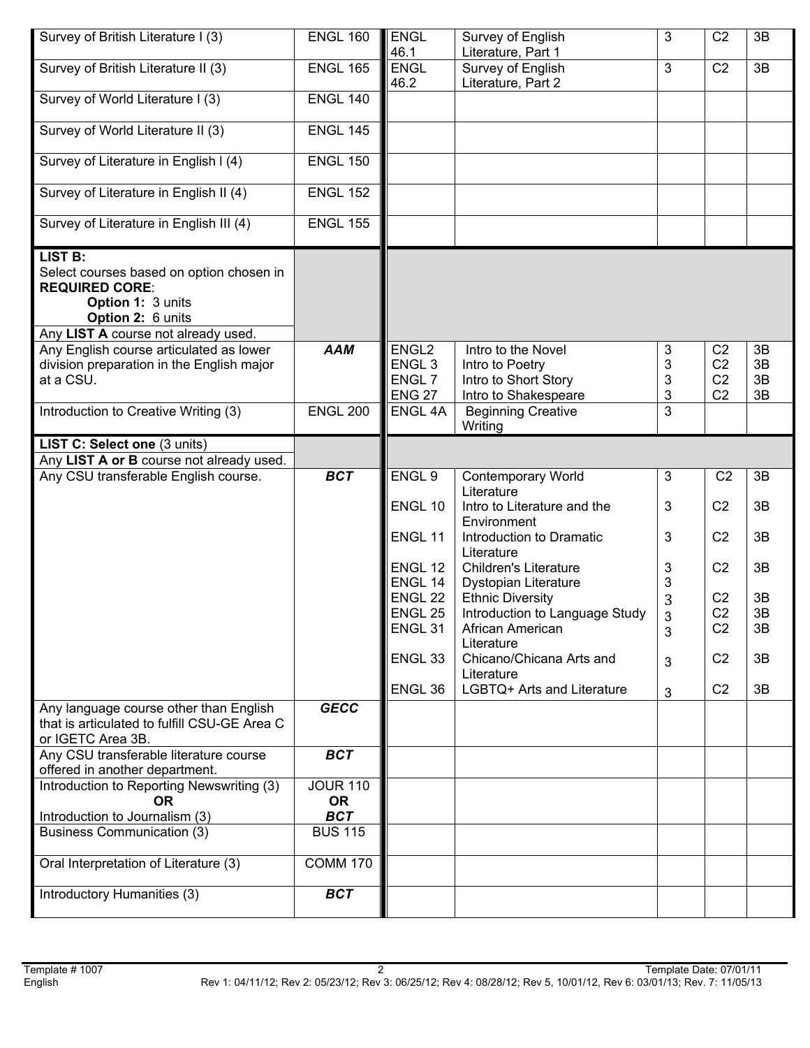| | | | | | | |
|---|---|---|---|---|---|---|
| Survey of British Literature I (3) | ENGL 160 | ENGL 46.1 | Survey of English Literature, Part 1 | 3 | C2 | 3B |
| Survey of British Literature II (3) | ENGL 165 | ENGL 46.2 | Survey of English Literature, Part 2 | 3 | C2 | 3B |
| Survey of World Literature I (3) | ENGL 140 | | | | | |
| Survey of World Literature II (3) | ENGL 145 | | | | | |
| Survey of Literature in English I (4) | ENGL 150 | | | | | |
| Survey of Literature in English II (4) | ENGL 152 | | | | | |
| Survey of Literature in English III (4) | ENGL 155 | | | | | |
| **LIST B:** Select courses based on option chosen in **REQUIRED CORE**: **Option 1:** 3 units **Option 2:** 6 units Any **LIST A** course not already used. | | | | | | |
| Any English course articulated as lower division preparation in the English major at a CSU. | ***AAM*** | ENGL2<br>ENGL 3<br>ENGL 7<br>ENG 27 | Intro to the Novel<br>Intro to Poetry<br>Intro to Short Story<br>Intro to Shakespeare | 3<br>3<br>3<br>3 | C2<br>C2<br>C2<br>C2 | 3B<br>3B<br>3B<br>3B |
| Introduction to Creative Writing (3) | ENGL 200 | ENGL 4A | Beginning Creative Writing | 3 | | |
| **LIST C: Select one** (3 units) Any **LIST A or B** course not already used. | | | | | | |
| Any CSU transferable English course. | ***BCT*** | ENGL 9<br>ENGL 10<br>ENGL 11<br>ENGL 12<br>ENGL 14<br>ENGL 22<br>ENGL 25<br>ENGL 31<br>ENGL 33<br>ENGL 36 | Contemporary World Literature<br>Intro to Literature and the Environment<br>Introduction to Dramatic Literature<br>Children's Literature<br>Dystopian Literature<br>Ethnic Diversity<br>Introduction to Language Study<br>African American Literature<br>Chicano/Chicana Arts and Literature<br>LGBTQ+ Arts and Literature | 3<br>3<br>3<br>3<br>3<br>3<br>3<br>3<br>3<br>3 | C2<br>C2<br>C2<br>C2<br><br>C2<br>C2<br>C2<br>C2<br>C2 | 3B<br>3B<br>3B<br>3B<br><br>3B<br>3B<br>3B<br>3B<br>3B |
| Any language course other than English that is articulated to fulfill CSU-GE Area C or IGETC Area 3B. | ***GECC*** | | | | | |
| Any CSU transferable literature course offered in another department. | ***BCT*** | | | | | |
| Introduction to Reporting Newswriting (3) **OR** Introduction to Journalism (3) | JOUR 110 **OR** ***BCT*** | | | | | |
| Business Communication (3) | BUS 115 | | | | | |
| Oral Interpretation of Literature (3) | COMM 170 | | | | | |
| Introductory Humanities (3) | ***BCT*** | | | | | |

Template # 1007 English

Template Date: 07/01/11
Rev 1: 04/11/12; Rev 2: 05/23/12; Rev 3: 06/25/12; Rev 4: 08/28/12; Rev 5, 10/01/12, Rev 6: 03/01/13; Rev. 7: 11/05/13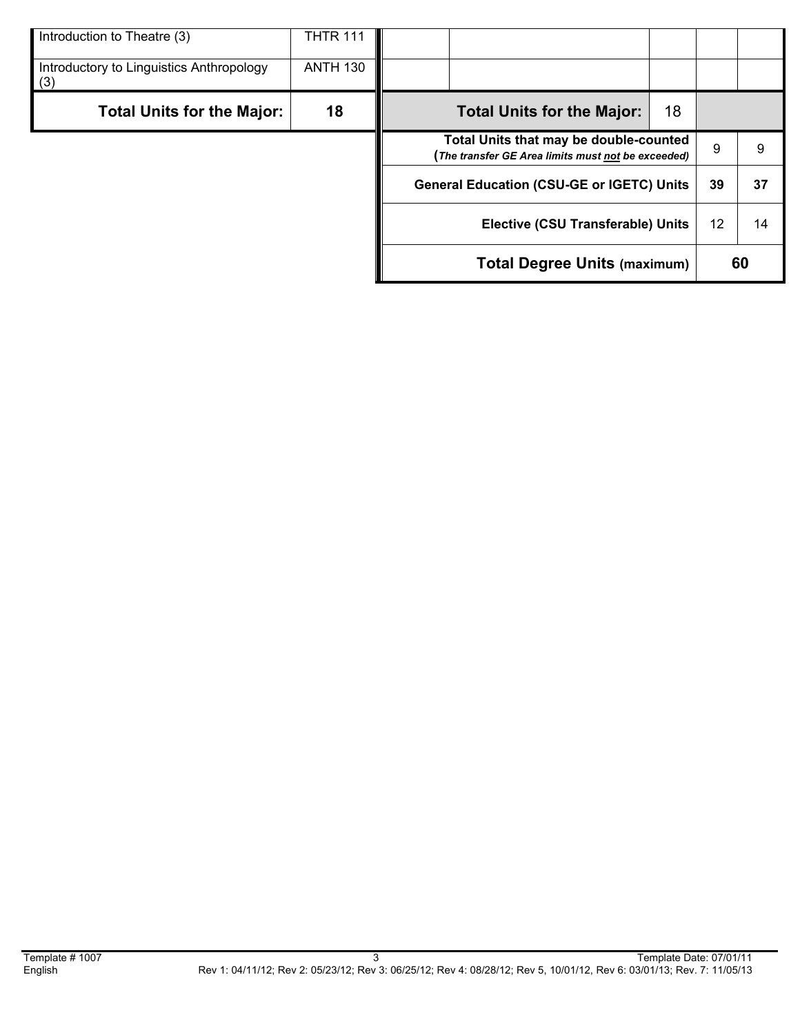| | | | | | | |
|---|---|---|---|---|---|---|
| Introduction to Theatre (3) | THTR 111 | | | | | |
| Introductory to Linguistics Anthropology (3) | ANTH 130 | | | | | |
| **Total Units for the Major:** | **18** | **Total Units for the Major:** | | 18 | | |
| | | **Total Units that may be double-counted** (*The transfer GE Area limits must not be exceeded*) | | | 9 | 9 |
| | | **General Education (CSU-GE or IGETC) Units** | | | **39** | **37** |
| | | **Elective (CSU Transferable) Units** | | | 12 | 14 |
| | | **Total Degree Units (maximum)** | | | **60** | |

Template # 1007
English
Template Date: 07/01/11
Rev 1: 04/11/12; Rev 2: 05/23/12; Rev 3: 06/25/12; Rev 4: 08/28/12; Rev 5, 10/01/12, Rev 6: 03/01/13; Rev. 7: 11/05/13